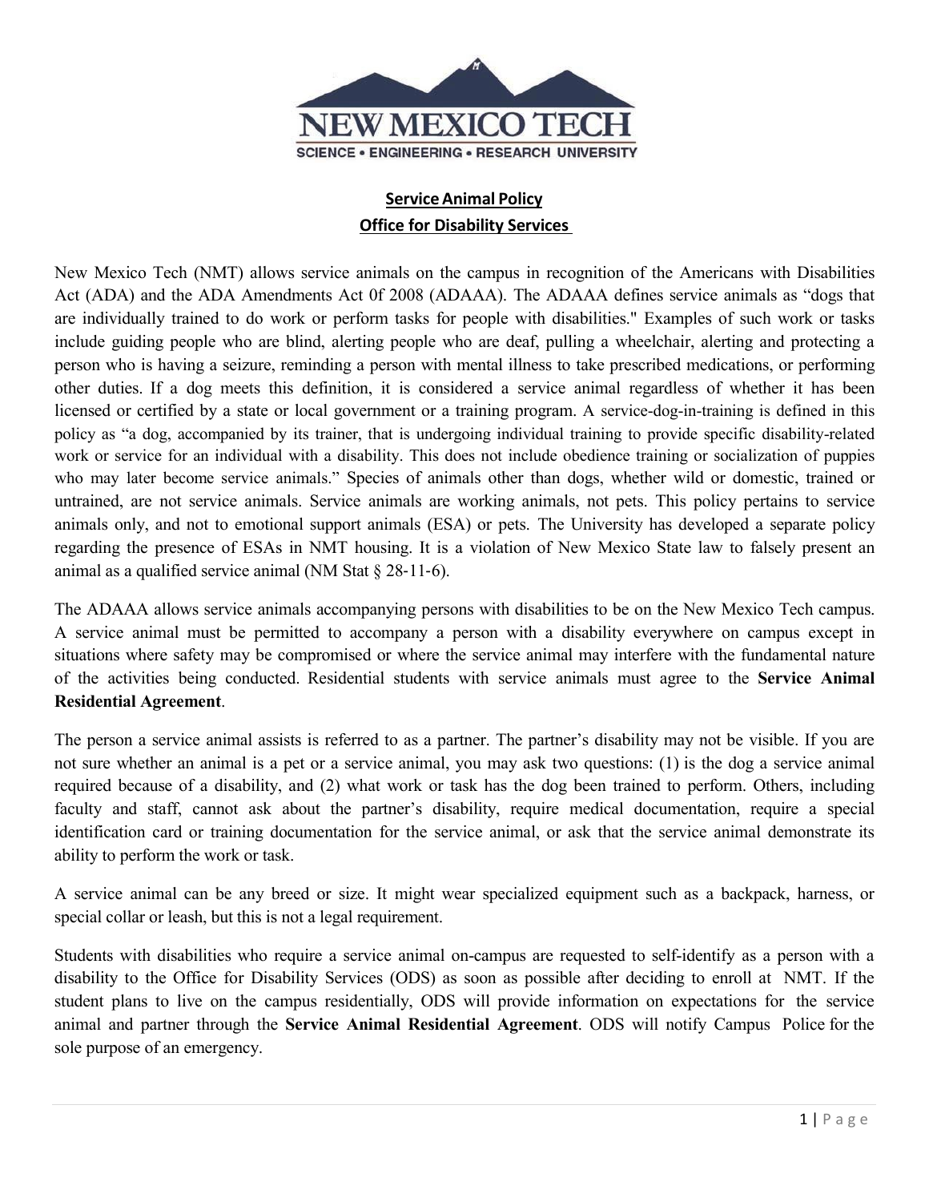NEW MEXICO TECH

SCIENCE • ENGINEERING • RESEARCH UNIVERSITY

## Service Animal Policy
## Office for Disability Services

New Mexico Tech (NMT) allows service animals on the campus in recognition of the Americans with Disabilities Act (ADA) and the ADA Amendments Act 0f 2008 (ADAAA). The ADAAA defines service animals as "dogs that are individually trained to do work or perform tasks for people with disabilities." Examples of such work or tasks include guiding people who are blind, alerting people who are deaf, pulling a wheelchair, alerting and protecting a person who is having a seizure, reminding a person with mental illness to take prescribed medications, or performing other duties. If a dog meets this definition, it is considered a service animal regardless of whether it has been licensed or certified by a state or local government or a training program. A service-dog-in-training is defined in this policy as "a dog, accompanied by its trainer, that is undergoing individual training to provide specific disability-related work or service for an individual with a disability. This does not include obedience training or socialization of puppies who may later become service animals." Species of animals other than dogs, whether wild or domestic, trained or untrained, are not service animals. Service animals are working animals, not pets. This policy pertains to service animals only, and not to emotional support animals (ESA) or pets. The University has developed a separate policy regarding the presence of ESAs in NMT housing. It is a violation of New Mexico State law to falsely present an animal as a qualified service animal (NM Stat § 28-11-6).

The ADAAA allows service animals accompanying persons with disabilities to be on the New Mexico Tech campus. A service animal must be permitted to accompany a person with a disability everywhere on campus except in situations where safety may be compromised or where the service animal may interfere with the fundamental nature of the activities being conducted. Residential students with service animals must agree to the **Service Animal Residential Agreement**.

The person a service animal assists is referred to as a partner. The partner's disability may not be visible. If you are not sure whether an animal is a pet or a service animal, you may ask two questions: (1) is the dog a service animal required because of a disability, and (2) what work or task has the dog been trained to perform. Others, including faculty and staff, cannot ask about the partner's disability, require medical documentation, require a special identification card or training documentation for the service animal, or ask that the service animal demonstrate its ability to perform the work or task.

A service animal can be any breed or size. It might wear specialized equipment such as a backpack, harness, or special collar or leash, but this is not a legal requirement.

Students with disabilities who require a service animal on-campus are requested to self-identify as a person with a disability to the Office for Disability Services (ODS) as soon as possible after deciding to enroll at NMT. If the student plans to live on the campus residentially, ODS will provide information on expectations for the service animal and partner through the **Service Animal Residential Agreement**. ODS will notify Campus Police for the sole purpose of an emergency.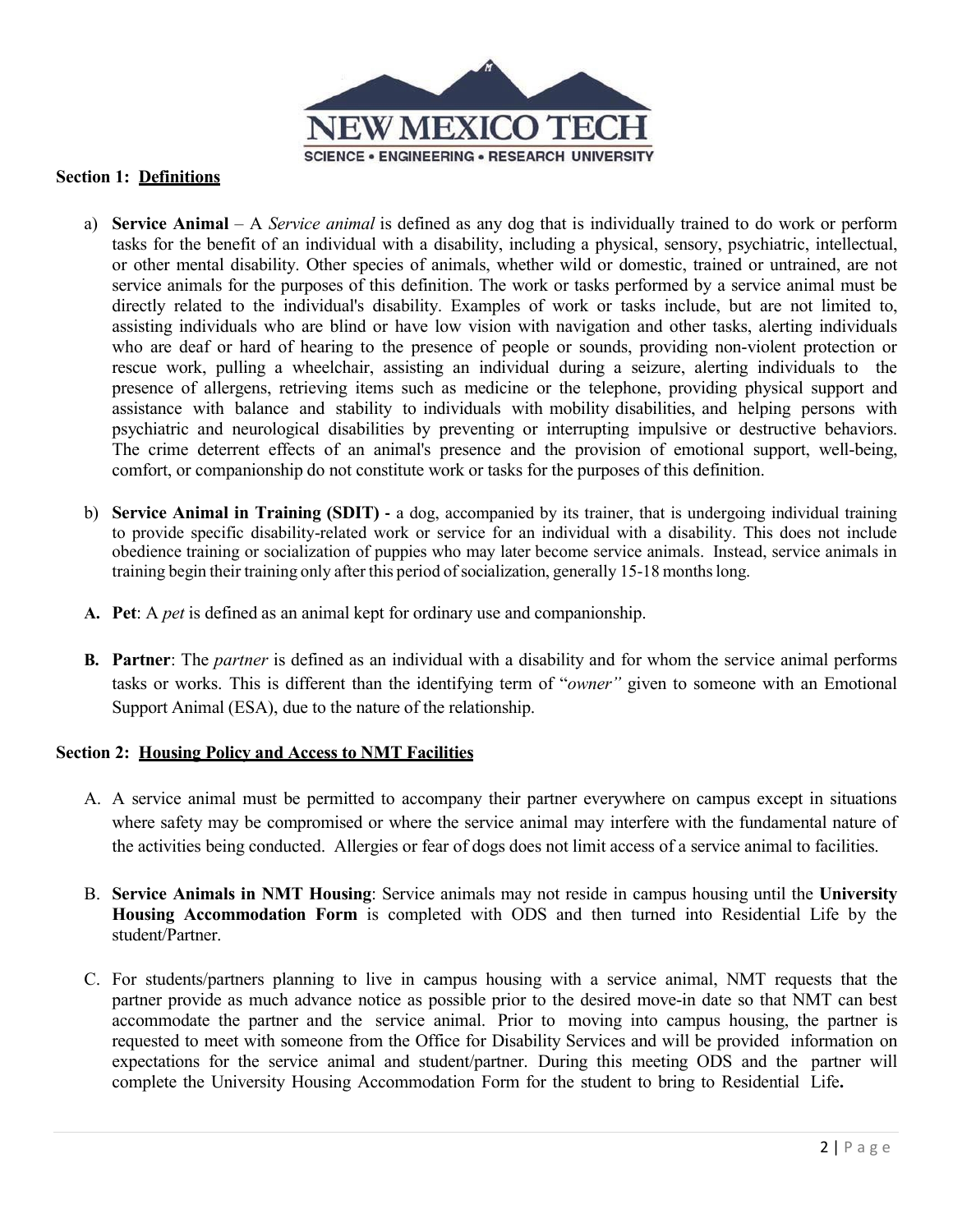**Section 1: Definitions**

a) **Service Animal** – A *Service animal* is defined as any dog that is individually trained to do work or perform tasks for the benefit of an individual with a disability, including a physical, sensory, psychiatric, intellectual, or other mental disability. Other species of animals, whether wild or domestic, trained or untrained, are not service animals for the purposes of this definition. The work or tasks performed by a service animal must be directly related to the individual's disability. Examples of work or tasks include, but are not limited to, assisting individuals who are blind or have low vision with navigation and other tasks, alerting individuals who are deaf or hard of hearing to the presence of people or sounds, providing non-violent protection or rescue work, pulling a wheelchair, assisting an individual during a seizure, alerting individuals to the presence of allergens, retrieving items such as medicine or the telephone, providing physical support and assistance with balance and stability to individuals with mobility disabilities, and helping persons with psychiatric and neurological disabilities by preventing or interrupting impulsive or destructive behaviors. The crime deterrent effects of an animal's presence and the provision of emotional support, well-being, comfort, or companionship do not constitute work or tasks for the purposes of this definition.

b) **Service Animal in Training (SDIT) -** a dog, accompanied by its trainer, that is undergoing individual training to provide specific disability-related work or service for an individual with a disability. This does not include obedience training or socialization of puppies who may later become service animals. Instead, service animals in training begin their training only after this period of socialization, generally 15-18 months long.

**A. Pet**: A *pet* is defined as an animal kept for ordinary use and companionship.

**B. Partner**: The *partner* is defined as an individual with a disability and for whom the service animal performs tasks or works. This is different than the identifying term of "*owner"* given to someone with an Emotional Support Animal (ESA), due to the nature of the relationship.

**Section 2: Housing Policy and Access to NMT Facilities**

A. A service animal must be permitted to accompany their partner everywhere on campus except in situations where safety may be compromised or where the service animal may interfere with the fundamental nature of the activities being conducted. Allergies or fear of dogs does not limit access of a service animal to facilities.

B. **Service Animals in NMT Housing**: Service animals may not reside in campus housing until the **University Housing Accommodation Form** is completed with ODS and then turned into Residential Life by the student/Partner.

C. For students/partners planning to live in campus housing with a service animal, NMT requests that the partner provide as much advance notice as possible prior to the desired move-in date so that NMT can best accommodate the partner and the service animal. Prior to moving into campus housing, the partner is requested to meet with someone from the Office for Disability Services and will be provided information on expectations for the service animal and student/partner. During this meeting ODS and the partner will complete the University Housing Accommodation Form for the student to bring to Residential Life**.**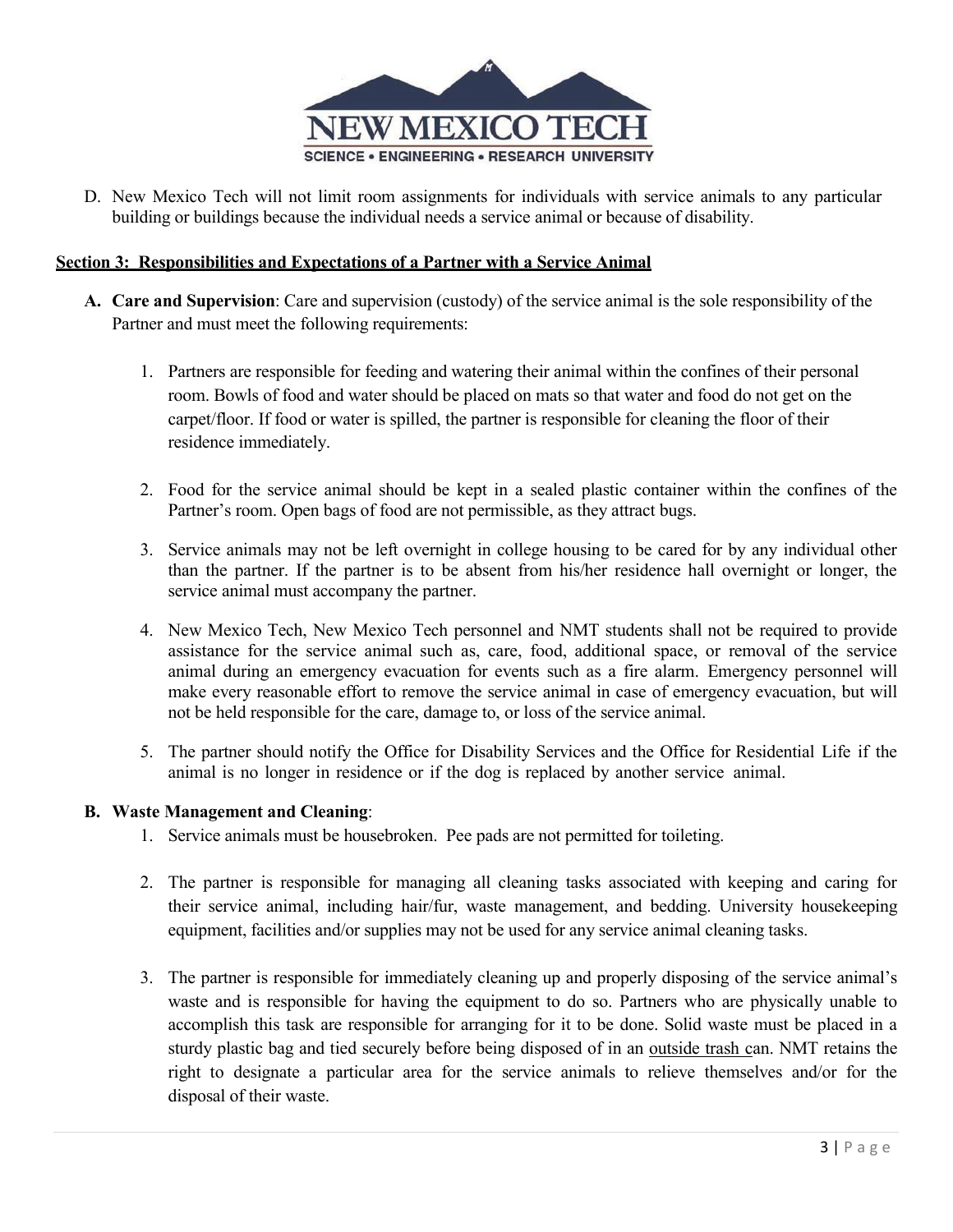D. New Mexico Tech will not limit room assignments for individuals with service animals to any particular building or buildings because the individual needs a service animal or because of disability.

## Section 3: Responsibilities and Expectations of a Partner with a Service Animal

**A. Care and Supervision**: Care and supervision (custody) of the service animal is the sole responsibility of the Partner and must meet the following requirements:

1. Partners are responsible for feeding and watering their animal within the confines of their personal room. Bowls of food and water should be placed on mats so that water and food do not get on the carpet/floor. If food or water is spilled, the partner is responsible for cleaning the floor of their residence immediately.

2. Food for the service animal should be kept in a sealed plastic container within the confines of the Partner's room. Open bags of food are not permissible, as they attract bugs.

3. Service animals may not be left overnight in college housing to be cared for by any individual other than the partner. If the partner is to be absent from his/her residence hall overnight or longer, the service animal must accompany the partner.

4. New Mexico Tech, New Mexico Tech personnel and NMT students shall not be required to provide assistance for the service animal such as, care, food, additional space, or removal of the service animal during an emergency evacuation for events such as a fire alarm. Emergency personnel will make every reasonable effort to remove the service animal in case of emergency evacuation, but will not be held responsible for the care, damage to, or loss of the service animal.

5. The partner should notify the Office for Disability Services and the Office for Residential Life if the animal is no longer in residence or if the dog is replaced by another service animal.

**B. Waste Management and Cleaning**:

1. Service animals must be housebroken. Pee pads are not permitted for toileting.

2. The partner is responsible for managing all cleaning tasks associated with keeping and caring for their service animal, including hair/fur, waste management, and bedding. University housekeeping equipment, facilities and/or supplies may not be used for any service animal cleaning tasks.

3. The partner is responsible for immediately cleaning up and properly disposing of the service animal's waste and is responsible for having the equipment to do so. Partners who are physically unable to accomplish this task are responsible for arranging for it to be done. Solid waste must be placed in a sturdy plastic bag and tied securely before being disposed of in an outside trash can. NMT retains the right to designate a particular area for the service animals to relieve themselves and/or for the disposal of their waste.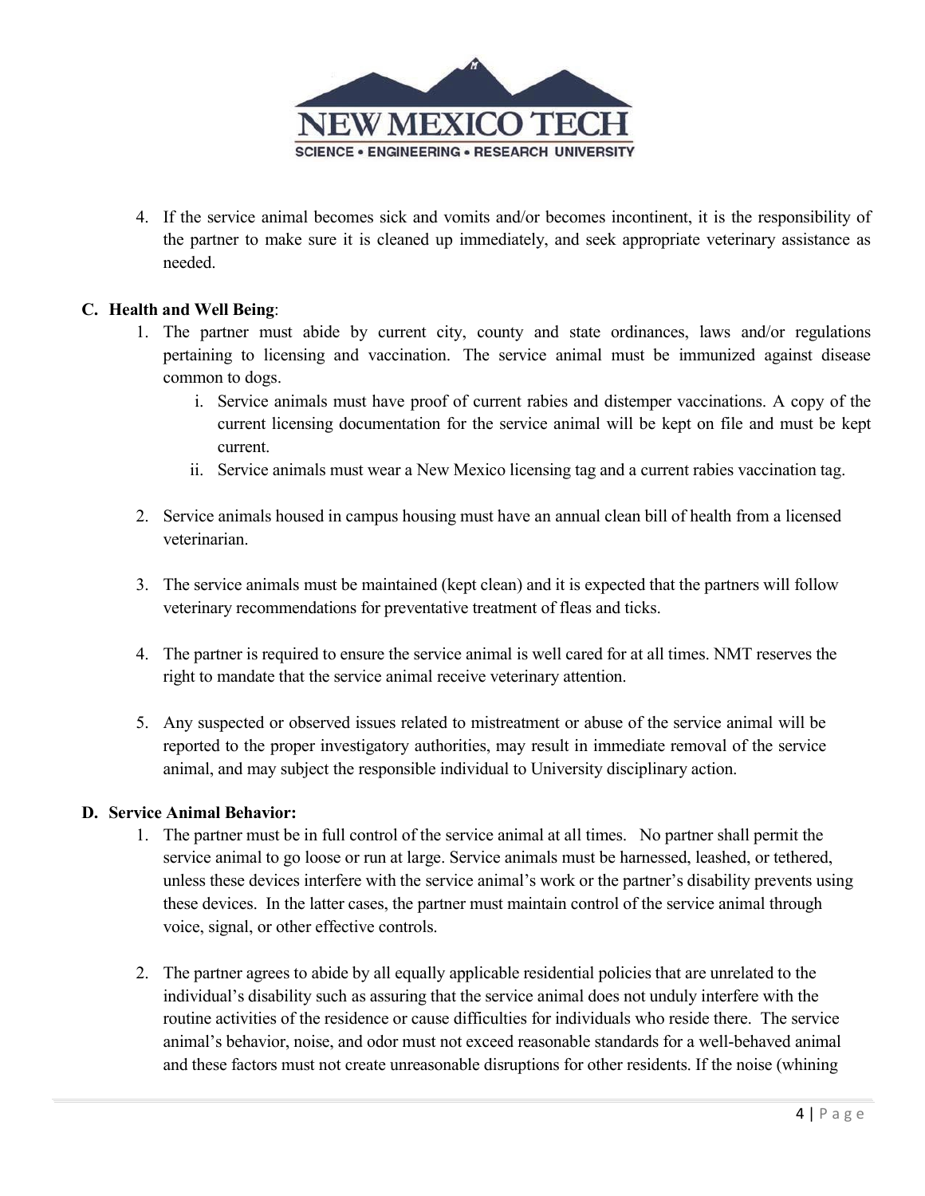4. If the service animal becomes sick and vomits and/or becomes incontinent, it is the responsibility of the partner to make sure it is cleaned up immediately, and seek appropriate veterinary assistance as needed.

**C. Health and Well Being**:

1. The partner must abide by current city, county and state ordinances, laws and/or regulations pertaining to licensing and vaccination. The service animal must be immunized against disease common to dogs.
   - i. Service animals must have proof of current rabies and distemper vaccinations. A copy of the current licensing documentation for the service animal will be kept on file and must be kept current.
   - ii. Service animals must wear a New Mexico licensing tag and a current rabies vaccination tag.

2. Service animals housed in campus housing must have an annual clean bill of health from a licensed veterinarian.

3. The service animals must be maintained (kept clean) and it is expected that the partners will follow veterinary recommendations for preventative treatment of fleas and ticks.

4. The partner is required to ensure the service animal is well cared for at all times. NMT reserves the right to mandate that the service animal receive veterinary attention.

5. Any suspected or observed issues related to mistreatment or abuse of the service animal will be reported to the proper investigatory authorities, may result in immediate removal of the service animal, and may subject the responsible individual to University disciplinary action.

**D. Service Animal Behavior:**

1. The partner must be in full control of the service animal at all times. No partner shall permit the service animal to go loose or run at large. Service animals must be harnessed, leashed, or tethered, unless these devices interfere with the service animal's work or the partner's disability prevents using these devices. In the latter cases, the partner must maintain control of the service animal through voice, signal, or other effective controls.

2. The partner agrees to abide by all equally applicable residential policies that are unrelated to the individual's disability such as assuring that the service animal does not unduly interfere with the routine activities of the residence or cause difficulties for individuals who reside there. The service animal's behavior, noise, and odor must not exceed reasonable standards for a well-behaved animal and these factors must not create unreasonable disruptions for other residents. If the noise (whining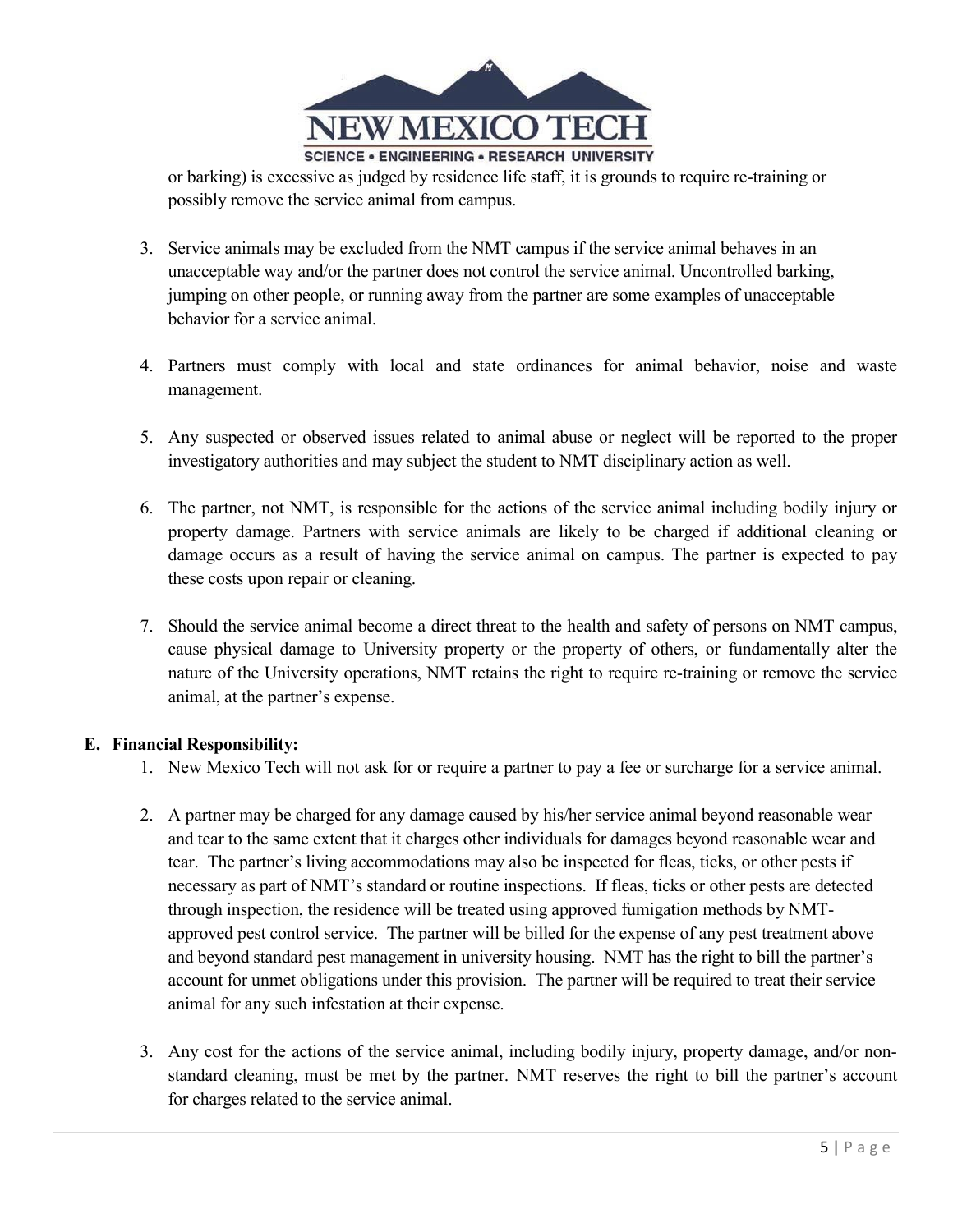or barking) is excessive as judged by residence life staff, it is grounds to require re-training or possibly remove the service animal from campus.

3. Service animals may be excluded from the NMT campus if the service animal behaves in an unacceptable way and/or the partner does not control the service animal. Uncontrolled barking, jumping on other people, or running away from the partner are some examples of unacceptable behavior for a service animal.

4. Partners must comply with local and state ordinances for animal behavior, noise and waste management.

5. Any suspected or observed issues related to animal abuse or neglect will be reported to the proper investigatory authorities and may subject the student to NMT disciplinary action as well.

6. The partner, not NMT, is responsible for the actions of the service animal including bodily injury or property damage. Partners with service animals are likely to be charged if additional cleaning or damage occurs as a result of having the service animal on campus. The partner is expected to pay these costs upon repair or cleaning.

7. Should the service animal become a direct threat to the health and safety of persons on NMT campus, cause physical damage to University property or the property of others, or fundamentally alter the nature of the University operations, NMT retains the right to require re-training or remove the service animal, at the partner's expense.

**E. Financial Responsibility:**

1. New Mexico Tech will not ask for or require a partner to pay a fee or surcharge for a service animal.

2. A partner may be charged for any damage caused by his/her service animal beyond reasonable wear and tear to the same extent that it charges other individuals for damages beyond reasonable wear and tear. The partner's living accommodations may also be inspected for fleas, ticks, or other pests if necessary as part of NMT's standard or routine inspections. If fleas, ticks or other pests are detected through inspection, the residence will be treated using approved fumigation methods by NMT-approved pest control service. The partner will be billed for the expense of any pest treatment above and beyond standard pest management in university housing. NMT has the right to bill the partner's account for unmet obligations under this provision. The partner will be required to treat their service animal for any such infestation at their expense.

3. Any cost for the actions of the service animal, including bodily injury, property damage, and/or non-standard cleaning, must be met by the partner. NMT reserves the right to bill the partner's account for charges related to the service animal.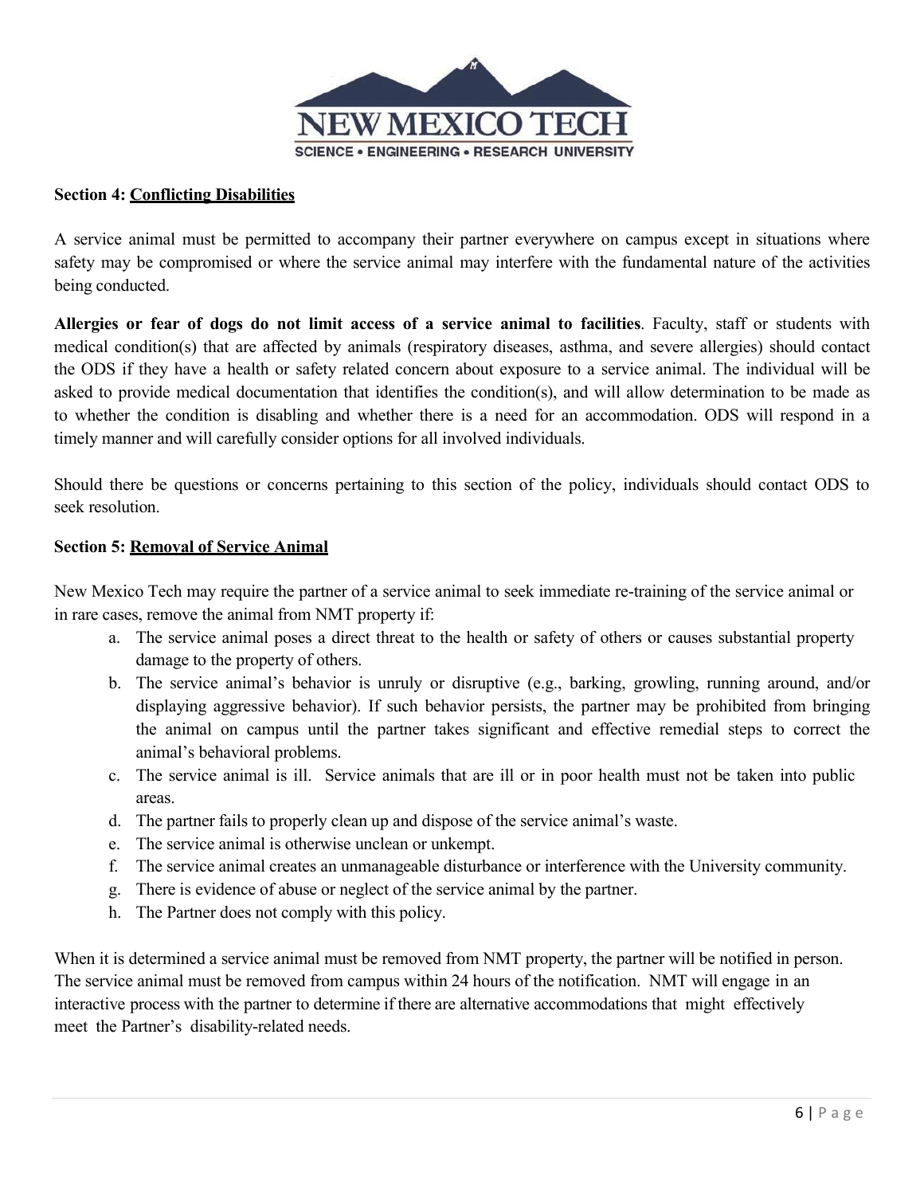**Section 4: Conflicting Disabilities**

A service animal must be permitted to accompany their partner everywhere on campus except in situations where safety may be compromised or where the service animal may interfere with the fundamental nature of the activities being conducted.

**Allergies or fear of dogs do not limit access of a service animal to facilities**. Faculty, staff or students with medical condition(s) that are affected by animals (respiratory diseases, asthma, and severe allergies) should contact the ODS if they have a health or safety related concern about exposure to a service animal. The individual will be asked to provide medical documentation that identifies the condition(s), and will allow determination to be made as to whether the condition is disabling and whether there is a need for an accommodation. ODS will respond in a timely manner and will carefully consider options for all involved individuals.

Should there be questions or concerns pertaining to this section of the policy, individuals should contact ODS to seek resolution.

**Section 5: Removal of Service Animal**

New Mexico Tech may require the partner of a service animal to seek immediate re-training of the service animal or in rare cases, remove the animal from NMT property if:

a. The service animal poses a direct threat to the health or safety of others or causes substantial property damage to the property of others.
b. The service animal's behavior is unruly or disruptive (e.g., barking, growling, running around, and/or displaying aggressive behavior). If such behavior persists, the partner may be prohibited from bringing the animal on campus until the partner takes significant and effective remedial steps to correct the animal's behavioral problems.
c. The service animal is ill. Service animals that are ill or in poor health must not be taken into public areas.
d. The partner fails to properly clean up and dispose of the service animal's waste.
e. The service animal is otherwise unclean or unkempt.
f. The service animal creates an unmanageable disturbance or interference with the University community.
g. There is evidence of abuse or neglect of the service animal by the partner.
h. The Partner does not comply with this policy.

When it is determined a service animal must be removed from NMT property, the partner will be notified in person. The service animal must be removed from campus within 24 hours of the notification. NMT will engage in an interactive process with the partner to determine if there are alternative accommodations that might effectively meet the Partner's disability-related needs.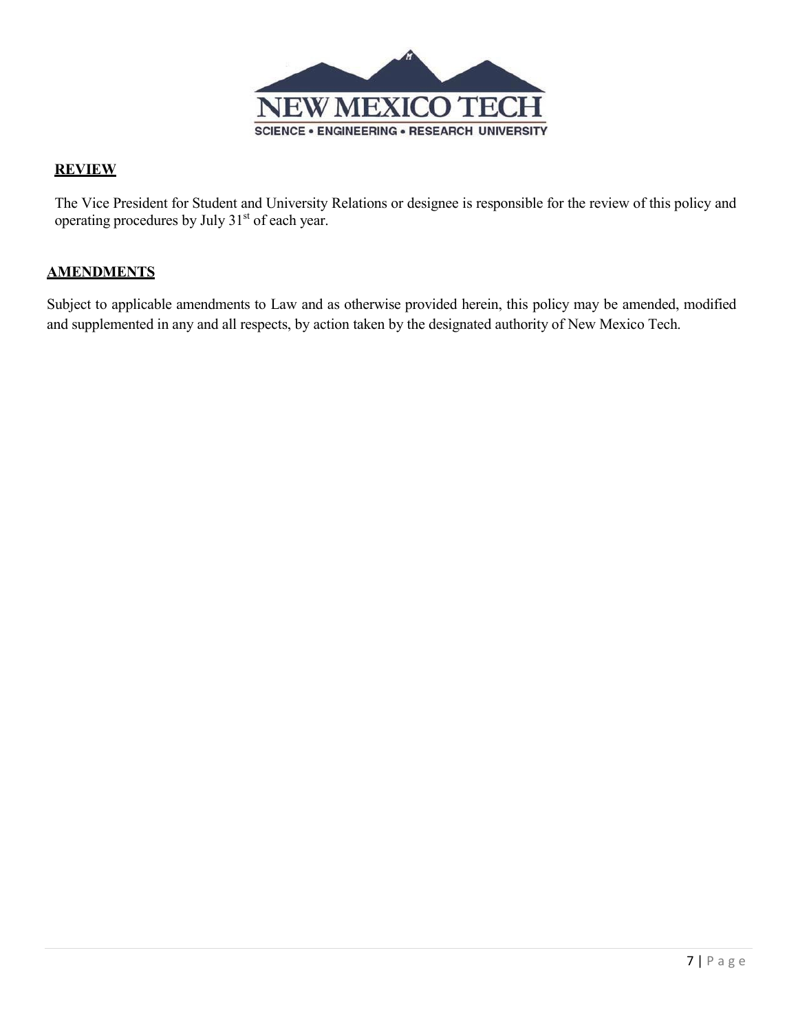## REVIEW

The Vice President for Student and University Relations or designee is responsible for the review of this policy and operating procedures by July 31st of each year.

## AMENDMENTS

Subject to applicable amendments to Law and as otherwise provided herein, this policy may be amended, modified and supplemented in any and all respects, by action taken by the designated authority of New Mexico Tech.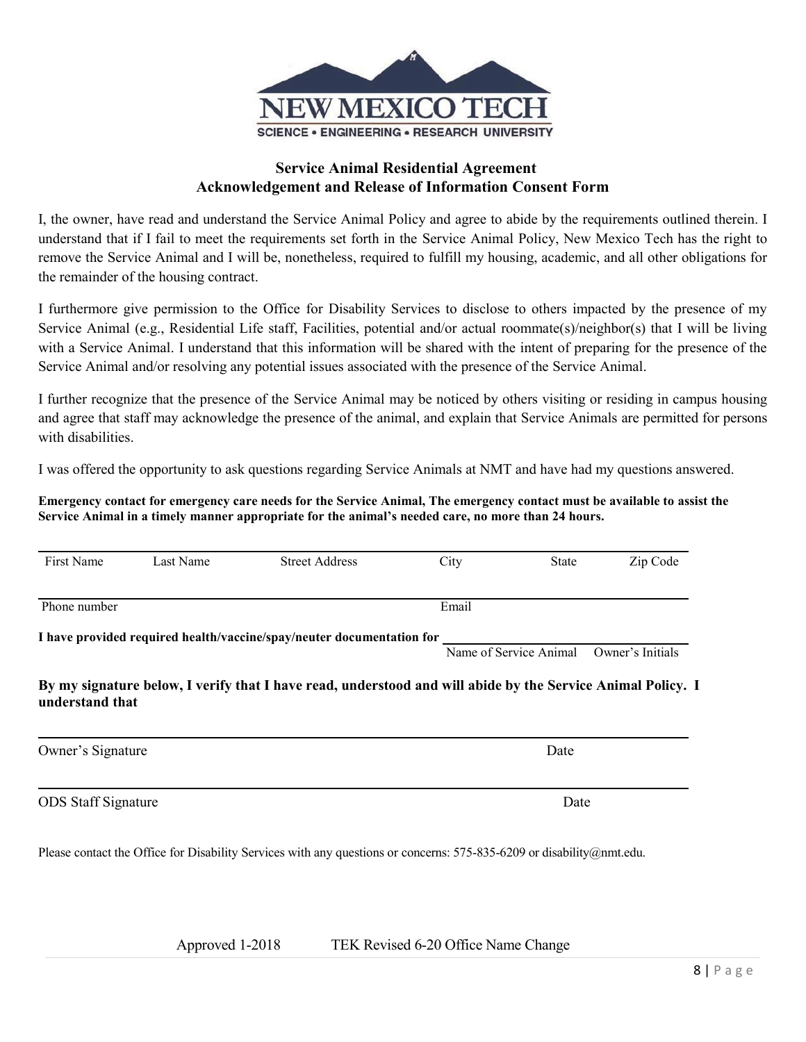NEW MEXICO TECH

SCIENCE • ENGINEERING • RESEARCH UNIVERSITY

## Service Animal Residential Agreement
## Acknowledgement and Release of Information Consent Form

I, the owner, have read and understand the Service Animal Policy and agree to abide by the requirements outlined therein. I understand that if I fail to meet the requirements set forth in the Service Animal Policy, New Mexico Tech has the right to remove the Service Animal and I will be, nonetheless, required to fulfill my housing, academic, and all other obligations for the remainder of the housing contract.

I furthermore give permission to the Office for Disability Services to disclose to others impacted by the presence of my Service Animal (e.g., Residential Life staff, Facilities, potential and/or actual roommate(s)/neighbor(s) that I will be living with a Service Animal. I understand that this information will be shared with the intent of preparing for the presence of the Service Animal and/or resolving any potential issues associated with the presence of the Service Animal.

I further recognize that the presence of the Service Animal may be noticed by others visiting or residing in campus housing and agree that staff may acknowledge the presence of the animal, and explain that Service Animals are permitted for persons with disabilities.

I was offered the opportunity to ask questions regarding Service Animals at NMT and have had my questions answered.

**Emergency contact for emergency care needs for the Service Animal, The emergency contact must be available to assist the Service Animal in a timely manner appropriate for the animal's needed care, no more than 24 hours.**

First Name    Last Name    Street Address    City    State    Zip Code

Phone number    Email

**I have provided required health/vaccine/spay/neuter documentation for** ______________________

Name of Service Animal    Owner's Initials

**By my signature below, I verify that I have read, understood and will abide by the Service Animal Policy. I understand that**

Owner's Signature    Date

ODS Staff Signature    Date

Please contact the Office for Disability Services with any questions or concerns: 575-835-6209 or disability@nmt.edu.

Approved 1-2018    TEK Revised 6-20 Office Name Change